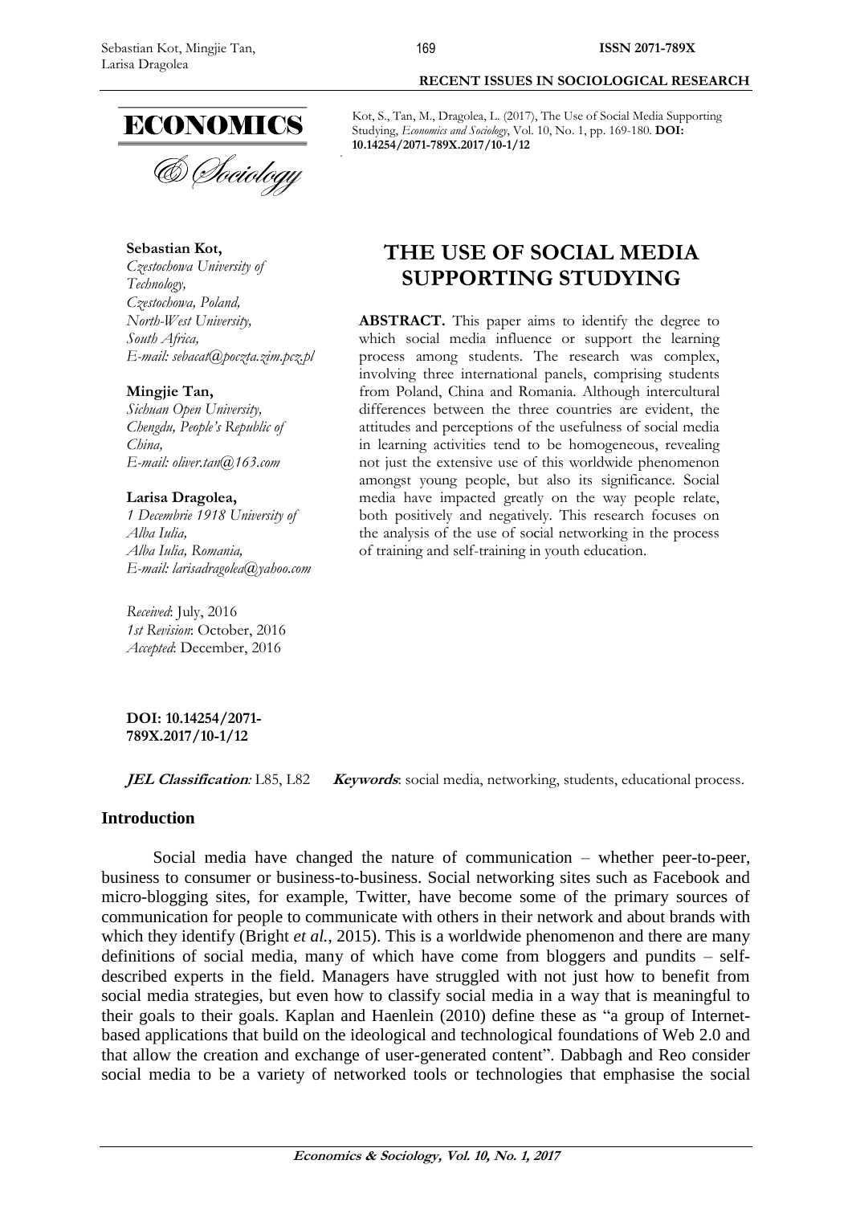Kot, S., Tan, M., Dragolea, L. (2017), The Use of Social Media Supporting Studying, *Economics and Sociology*, Vol. 10, No. 1, pp. 169-180. **DOI: 10.14254/2071-789X.2017/10-1/12**

**Sebastian Kot,**
*Czestochowa University of Technology,*
*Czestochowa, Poland,*
*North-West University,*
*South Africa,*
*E-mail: sebacat@poczta.zim.pcz.pl*

**Mingjie Tan,**
*Sichuan Open University,*
*Chengdu, People's Republic of China,*
*E-mail: oliver.tan@163.com*

**Larisa Dragolea,**
*1 Decembrie 1918 University of Alba Iulia,*
*Alba Iulia, Romania,*
*E-mail: larisadragolea@yahoo.com*

*Received*: July, 2016
*1st Revision*: October, 2016
*Accepted*: December, 2016

**DOI: 10.14254/2071-789X.2017/10-1/12**

# THE USE OF SOCIAL MEDIA SUPPORTING STUDYING

**ABSTRACT.** This paper aims to identify the degree to which social media influence or support the learning process among students. The research was complex, involving three international panels, comprising students from Poland, China and Romania. Although intercultural differences between the three countries are evident, the attitudes and perceptions of the usefulness of social media in learning activities tend to be homogeneous, revealing not just the extensive use of this worldwide phenomenon amongst young people, but also its significance. Social media have impacted greatly on the way people relate, both positively and negatively. This research focuses on the analysis of the use of social networking in the process of training and self-training in youth education.

***JEL Classification:*** L85, L82 ***Keywords***: social media, networking, students, educational process.

## Introduction

Social media have changed the nature of communication – whether peer-to-peer, business to consumer or business-to-business. Social networking sites such as Facebook and micro-blogging sites, for example, Twitter, have become some of the primary sources of communication for people to communicate with others in their network and about brands with which they identify (Bright *et al.*, 2015). This is a worldwide phenomenon and there are many definitions of social media, many of which have come from bloggers and pundits – self-described experts in the field. Managers have struggled with not just how to benefit from social media strategies, but even how to classify social media in a way that is meaningful to their goals to their goals. Kaplan and Haenlein (2010) define these as "a group of Internet-based applications that build on the ideological and technological foundations of Web 2.0 and that allow the creation and exchange of user-generated content". Dabbagh and Reo consider social media to be a variety of networked tools or technologies that emphasise the social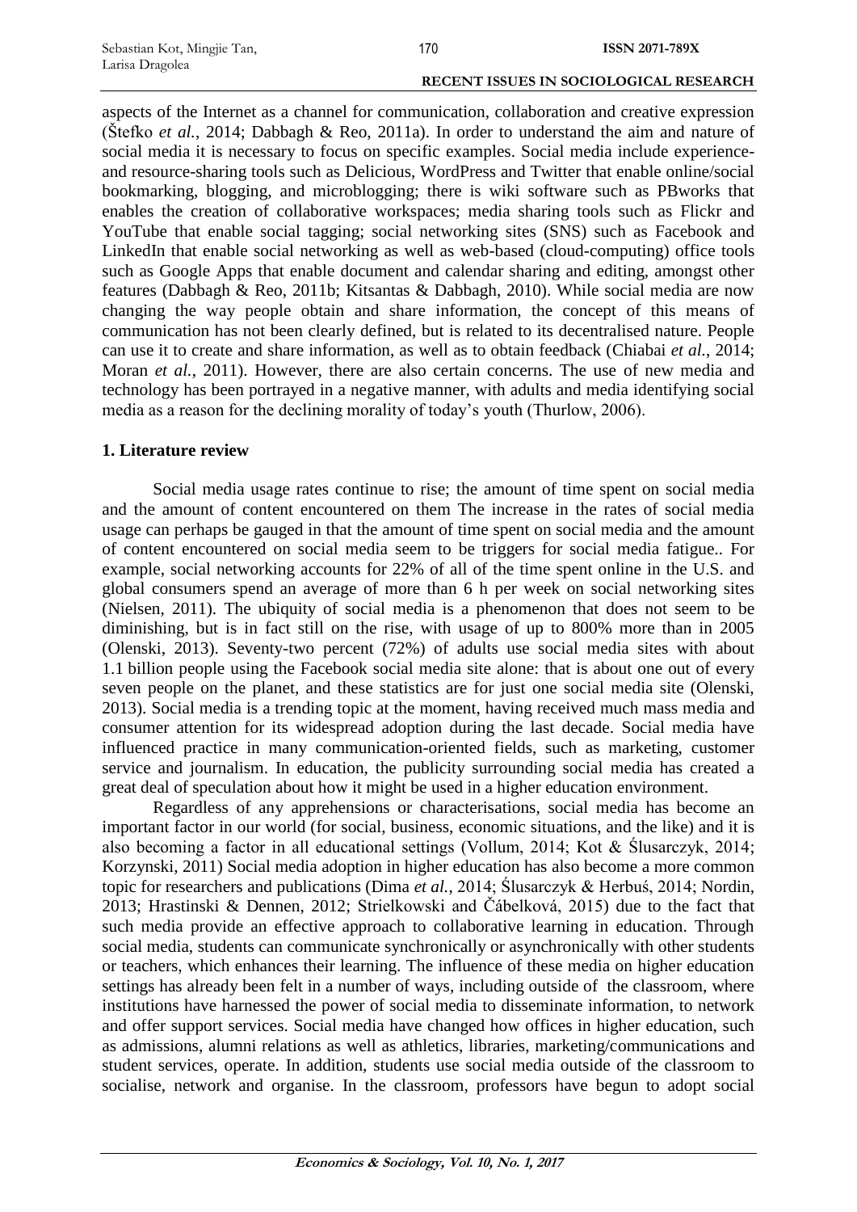aspects of the Internet as a channel for communication, collaboration and creative expression (Štefko *et al.*, 2014; Dabbagh & Reo, 2011a). In order to understand the aim and nature of social media it is necessary to focus on specific examples. Social media include experience- and resource-sharing tools such as Delicious, WordPress and Twitter that enable online/social bookmarking, blogging, and microblogging; there is wiki software such as PBworks that enables the creation of collaborative workspaces; media sharing tools such as Flickr and YouTube that enable social tagging; social networking sites (SNS) such as Facebook and LinkedIn that enable social networking as well as web-based (cloud-computing) office tools such as Google Apps that enable document and calendar sharing and editing, amongst other features (Dabbagh & Reo, 2011b; Kitsantas & Dabbagh, 2010). While social media are now changing the way people obtain and share information, the concept of this means of communication has not been clearly defined, but is related to its decentralised nature. People can use it to create and share information, as well as to obtain feedback (Chiabai *et al.*, 2014; Moran *et al.*, 2011). However, there are also certain concerns. The use of new media and technology has been portrayed in a negative manner, with adults and media identifying social media as a reason for the declining morality of today's youth (Thurlow, 2006).

## 1. Literature review

Social media usage rates continue to rise; the amount of time spent on social media and the amount of content encountered on them The increase in the rates of social media usage can perhaps be gauged in that the amount of time spent on social media and the amount of content encountered on social media seem to be triggers for social media fatigue.. For example, social networking accounts for 22% of all of the time spent online in the U.S. and global consumers spend an average of more than 6 h per week on social networking sites (Nielsen, 2011). The ubiquity of social media is a phenomenon that does not seem to be diminishing, but is in fact still on the rise, with usage of up to 800% more than in 2005 (Olenski, 2013). Seventy-two percent (72%) of adults use social media sites with about 1.1 billion people using the Facebook social media site alone: that is about one out of every seven people on the planet, and these statistics are for just one social media site (Olenski, 2013). Social media is a trending topic at the moment, having received much mass media and consumer attention for its widespread adoption during the last decade. Social media have influenced practice in many communication-oriented fields, such as marketing, customer service and journalism. In education, the publicity surrounding social media has created a great deal of speculation about how it might be used in a higher education environment.

Regardless of any apprehensions or characterisations, social media has become an important factor in our world (for social, business, economic situations, and the like) and it is also becoming a factor in all educational settings (Vollum, 2014; Kot & Ślusarczyk, 2014; Korzynski, 2011) Social media adoption in higher education has also become a more common topic for researchers and publications (Dima *et al.*, 2014; Ślusarczyk & Herbuś, 2014; Nordin, 2013; Hrastinski & Dennen, 2012; Strielkowski and Čábelková, 2015) due to the fact that such media provide an effective approach to collaborative learning in education. Through social media, students can communicate synchronically or asynchronically with other students or teachers, which enhances their learning. The influence of these media on higher education settings has already been felt in a number of ways, including outside of the classroom, where institutions have harnessed the power of social media to disseminate information, to network and offer support services. Social media have changed how offices in higher education, such as admissions, alumni relations as well as athletics, libraries, marketing/communications and student services, operate. In addition, students use social media outside of the classroom to socialise, network and organise. In the classroom, professors have begun to adopt social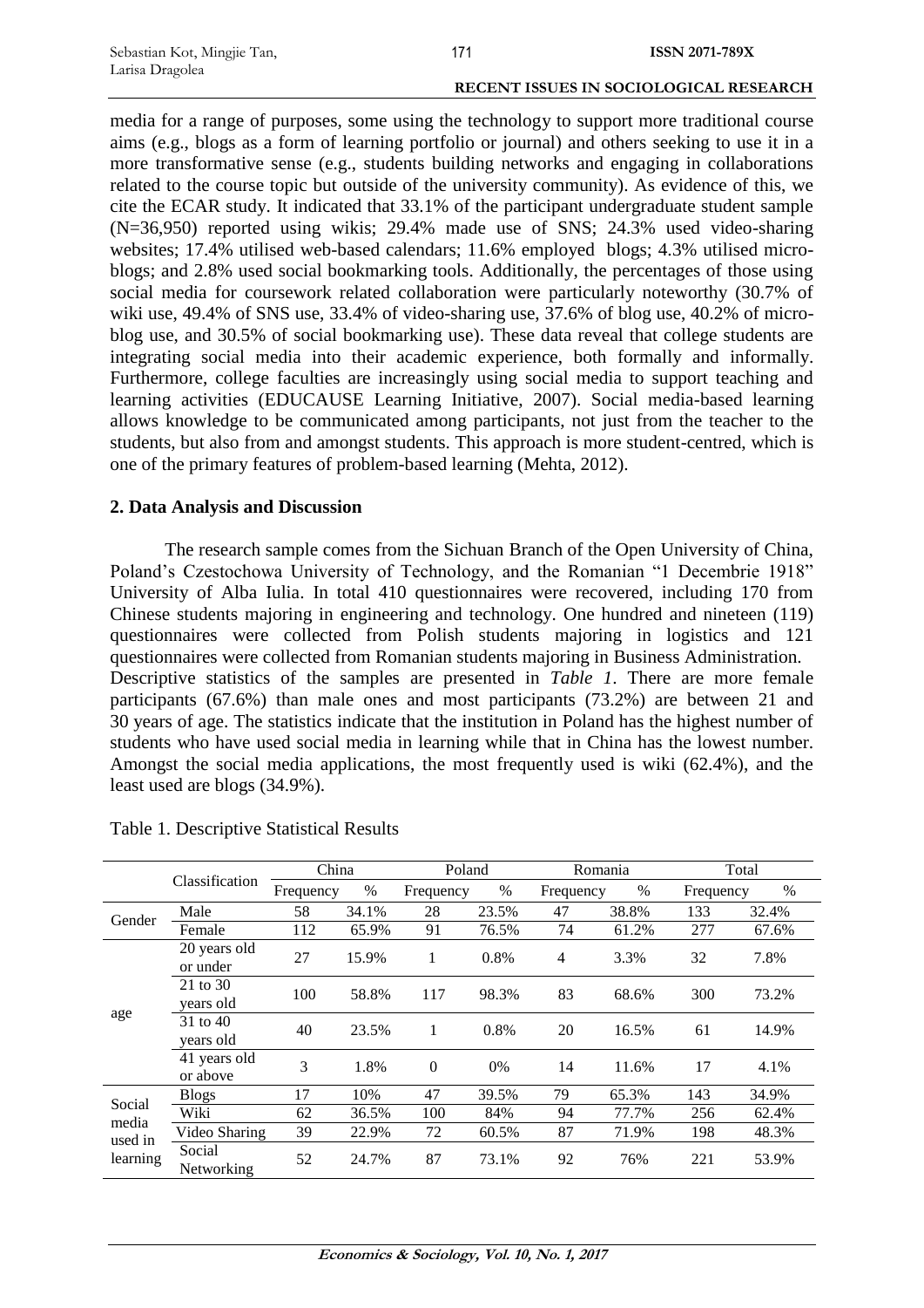media for a range of purposes, some using the technology to support more traditional course aims (e.g., blogs as a form of learning portfolio or journal) and others seeking to use it in a more transformative sense (e.g., students building networks and engaging in collaborations related to the course topic but outside of the university community). As evidence of this, we cite the ECAR study. It indicated that 33.1% of the participant undergraduate student sample (N=36,950) reported using wikis; 29.4% made use of SNS; 24.3% used video-sharing websites; 17.4% utilised web-based calendars; 11.6% employed blogs; 4.3% utilised micro-blogs; and 2.8% used social bookmarking tools. Additionally, the percentages of those using social media for coursework related collaboration were particularly noteworthy (30.7% of wiki use, 49.4% of SNS use, 33.4% of video-sharing use, 37.6% of blog use, 40.2% of micro-blog use, and 30.5% of social bookmarking use). These data reveal that college students are integrating social media into their academic experience, both formally and informally. Furthermore, college faculties are increasingly using social media to support teaching and learning activities (EDUCAUSE Learning Initiative, 2007). Social media-based learning allows knowledge to be communicated among participants, not just from the teacher to the students, but also from and amongst students. This approach is more student-centred, which is one of the primary features of problem-based learning (Mehta, 2012).

## 2. Data Analysis and Discussion

The research sample comes from the Sichuan Branch of the Open University of China, Poland's Czestochowa University of Technology, and the Romanian "1 Decembrie 1918" University of Alba Iulia. In total 410 questionnaires were recovered, including 170 from Chinese students majoring in engineering and technology. One hundred and nineteen (119) questionnaires were collected from Polish students majoring in logistics and 121 questionnaires were collected from Romanian students majoring in Business Administration.
Descriptive statistics of the samples are presented in *Table 1*. There are more female participants (67.6%) than male ones and most participants (73.2%) are between 21 and 30 years of age. The statistics indicate that the institution in Poland has the highest number of students who have used social media in learning while that in China has the lowest number. Amongst the social media applications, the most frequently used is wiki (62.4%), and the least used are blogs (34.9%).

Table 1. Descriptive Statistical Results

| | Classification | China | | Poland | | Romania | | Total | |
|---|---|---|---|---|---|---|---|---|---|
| | | Frequency | % | Frequency | % | Frequency | % | Frequency | % |
| Gender | Male | 58 | 34.1% | 28 | 23.5% | 47 | 38.8% | 133 | 32.4% |
| | Female | 112 | 65.9% | 91 | 76.5% | 74 | 61.2% | 277 | 67.6% |
| age | 20 years old or under | 27 | 15.9% | 1 | 0.8% | 4 | 3.3% | 32 | 7.8% |
| | 21 to 30 years old | 100 | 58.8% | 117 | 98.3% | 83 | 68.6% | 300 | 73.2% |
| | 31 to 40 years old | 40 | 23.5% | 1 | 0.8% | 20 | 16.5% | 61 | 14.9% |
| | 41 years old or above | 3 | 1.8% | 0 | 0% | 14 | 11.6% | 17 | 4.1% |
| Social media used in learning | Blogs | 17 | 10% | 47 | 39.5% | 79 | 65.3% | 143 | 34.9% |
| | Wiki | 62 | 36.5% | 100 | 84% | 94 | 77.7% | 256 | 62.4% |
| | Video Sharing | 39 | 22.9% | 72 | 60.5% | 87 | 71.9% | 198 | 48.3% |
| | Social Networking | 52 | 24.7% | 87 | 73.1% | 92 | 76% | 221 | 53.9% |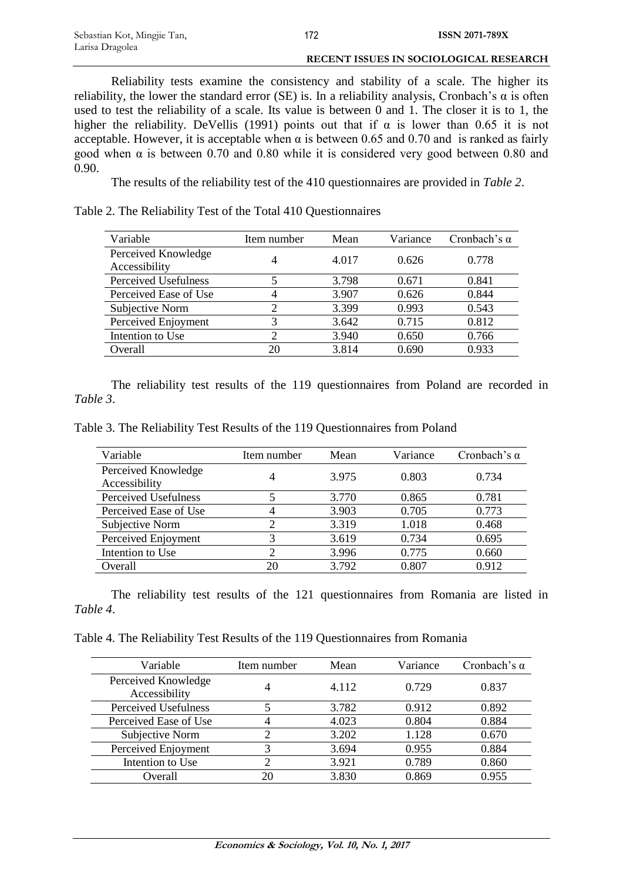Reliability tests examine the consistency and stability of a scale. The higher its reliability, the lower the standard error (SE) is. In a reliability analysis, Cronbach's α is often used to test the reliability of a scale. Its value is between 0 and 1. The closer it is to 1, the higher the reliability. DeVellis (1991) points out that if α is lower than 0.65 it is not acceptable. However, it is acceptable when α is between 0.65 and 0.70 and is ranked as fairly good when α is between 0.70 and 0.80 while it is considered very good between 0.80 and 0.90.

The results of the reliability test of the 410 questionnaires are provided in *Table 2*.

Table 2. The Reliability Test of the Total 410 Questionnaires

| Variable | Item number | Mean | Variance | Cronbach's α |
|---|---|---|---|---|
| Perceived Knowledge Accessibility | 4 | 4.017 | 0.626 | 0.778 |
| Perceived Usefulness | 5 | 3.798 | 0.671 | 0.841 |
| Perceived Ease of Use | 4 | 3.907 | 0.626 | 0.844 |
| Subjective Norm | 2 | 3.399 | 0.993 | 0.543 |
| Perceived Enjoyment | 3 | 3.642 | 0.715 | 0.812 |
| Intention to Use | 2 | 3.940 | 0.650 | 0.766 |
| Overall | 20 | 3.814 | 0.690 | 0.933 |

The reliability test results of the 119 questionnaires from Poland are recorded in *Table 3*.

Table 3. The Reliability Test Results of the 119 Questionnaires from Poland

| Variable | Item number | Mean | Variance | Cronbach's α |
|---|---|---|---|---|
| Perceived Knowledge Accessibility | 4 | 3.975 | 0.803 | 0.734 |
| Perceived Usefulness | 5 | 3.770 | 0.865 | 0.781 |
| Perceived Ease of Use | 4 | 3.903 | 0.705 | 0.773 |
| Subjective Norm | 2 | 3.319 | 1.018 | 0.468 |
| Perceived Enjoyment | 3 | 3.619 | 0.734 | 0.695 |
| Intention to Use | 2 | 3.996 | 0.775 | 0.660 |
| Overall | 20 | 3.792 | 0.807 | 0.912 |

The reliability test results of the 121 questionnaires from Romania are listed in *Table 4*.

Table 4. The Reliability Test Results of the 119 Questionnaires from Romania

| Variable | Item number | Mean | Variance | Cronbach's α |
|---|---|---|---|---|
| Perceived Knowledge Accessibility | 4 | 4.112 | 0.729 | 0.837 |
| Perceived Usefulness | 5 | 3.782 | 0.912 | 0.892 |
| Perceived Ease of Use | 4 | 4.023 | 0.804 | 0.884 |
| Subjective Norm | 2 | 3.202 | 1.128 | 0.670 |
| Perceived Enjoyment | 3 | 3.694 | 0.955 | 0.884 |
| Intention to Use | 2 | 3.921 | 0.789 | 0.860 |
| Overall | 20 | 3.830 | 0.869 | 0.955 |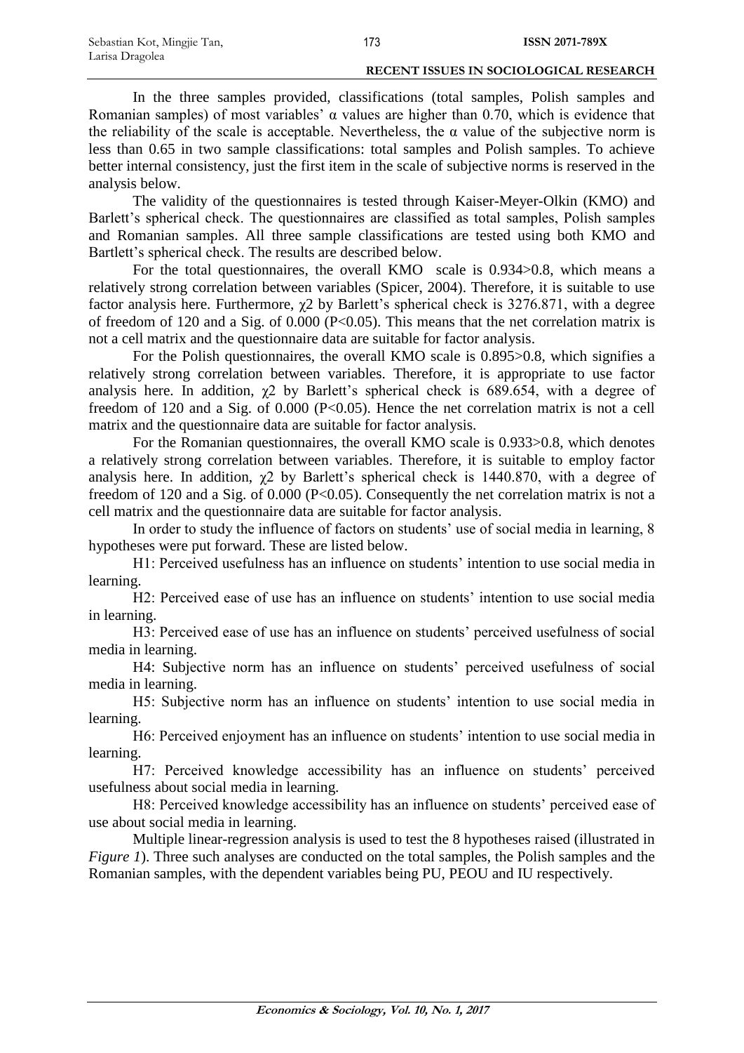In the three samples provided, classifications (total samples, Polish samples and Romanian samples) of most variables' α values are higher than 0.70, which is evidence that the reliability of the scale is acceptable. Nevertheless, the α value of the subjective norm is less than 0.65 in two sample classifications: total samples and Polish samples. To achieve better internal consistency, just the first item in the scale of subjective norms is reserved in the analysis below.

The validity of the questionnaires is tested through Kaiser-Meyer-Olkin (KMO) and Barlett's spherical check. The questionnaires are classified as total samples, Polish samples and Romanian samples. All three sample classifications are tested using both KMO and Bartlett's spherical check. The results are described below.

For the total questionnaires, the overall KMO scale is 0.934>0.8, which means a relatively strong correlation between variables (Spicer, 2004). Therefore, it is suitable to use factor analysis here. Furthermore, $\chi 2$ by Barlett's spherical check is 3276.871, with a degree of freedom of 120 and a Sig. of 0.000 ($P<0.05$). This means that the net correlation matrix is not a cell matrix and the questionnaire data are suitable for factor analysis.

For the Polish questionnaires, the overall KMO scale is 0.895>0.8, which signifies a relatively strong correlation between variables. Therefore, it is appropriate to use factor analysis here. In addition, $\chi 2$ by Barlett's spherical check is 689.654, with a degree of freedom of 120 and a Sig. of 0.000 ($P<0.05$). Hence the net correlation matrix is not a cell matrix and the questionnaire data are suitable for factor analysis.

For the Romanian questionnaires, the overall KMO scale is 0.933>0.8, which denotes a relatively strong correlation between variables. Therefore, it is suitable to employ factor analysis here. In addition, $\chi 2$ by Barlett's spherical check is 1440.870, with a degree of freedom of 120 and a Sig. of 0.000 ($P<0.05$). Consequently the net correlation matrix is not a cell matrix and the questionnaire data are suitable for factor analysis.

In order to study the influence of factors on students' use of social media in learning, 8 hypotheses were put forward. These are listed below.

H1: Perceived usefulness has an influence on students' intention to use social media in learning.

H2: Perceived ease of use has an influence on students' intention to use social media in learning.

H3: Perceived ease of use has an influence on students' perceived usefulness of social media in learning.

H4: Subjective norm has an influence on students' perceived usefulness of social media in learning.

H5: Subjective norm has an influence on students' intention to use social media in learning.

H6: Perceived enjoyment has an influence on students' intention to use social media in learning.

H7: Perceived knowledge accessibility has an influence on students' perceived usefulness about social media in learning.

H8: Perceived knowledge accessibility has an influence on students' perceived ease of use about social media in learning.

Multiple linear-regression analysis is used to test the 8 hypotheses raised (illustrated in *Figure 1*). Three such analyses are conducted on the total samples, the Polish samples and the Romanian samples, with the dependent variables being PU, PEOU and IU respectively.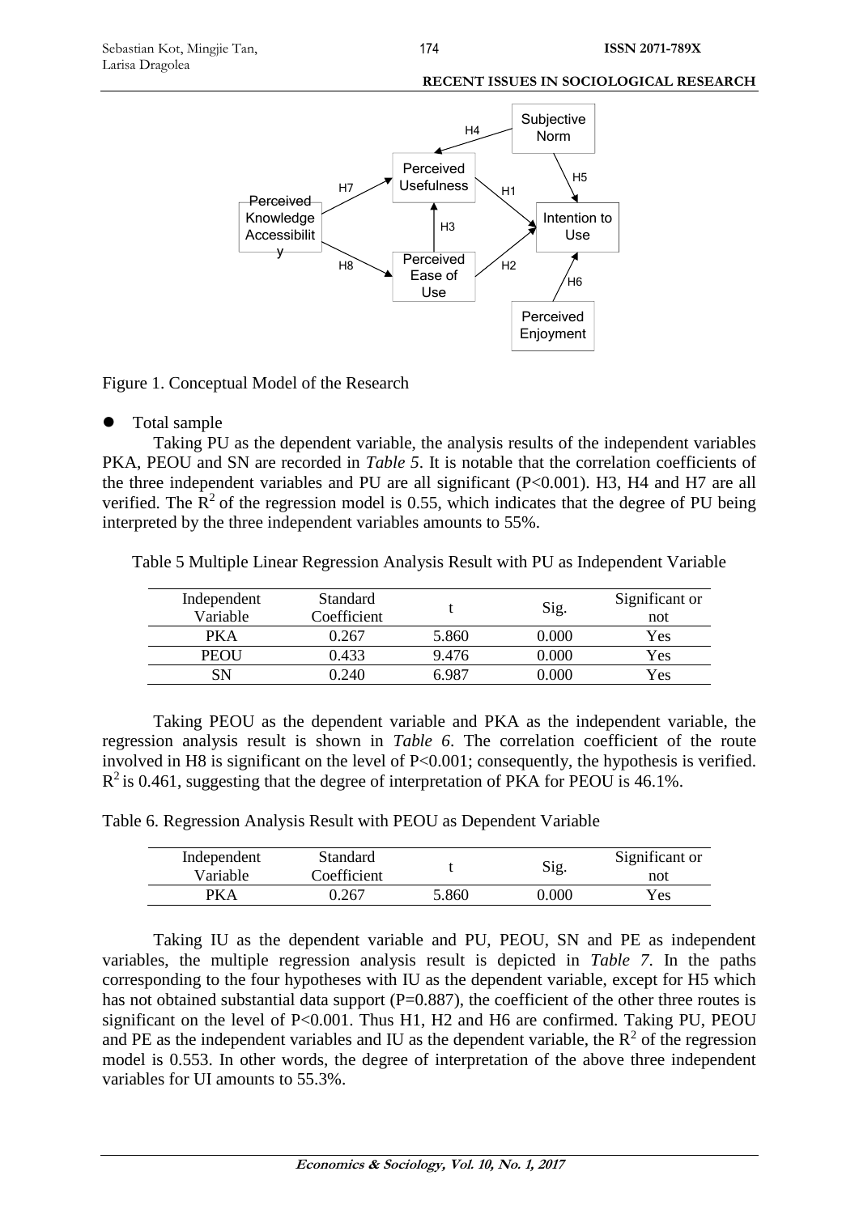Figure 1. Conceptual Model of the Research

- Total sample

Taking PU as the dependent variable, the analysis results of the independent variables PKA, PEOU and SN are recorded in *Table 5*. It is notable that the correlation coefficients of the three independent variables and PU are all significant (P<0.001). H3, H4 and H7 are all verified. The $R^2$ of the regression model is 0.55, which indicates that the degree of PU being interpreted by the three independent variables amounts to 55%.

Table 5 Multiple Linear Regression Analysis Result with PU as Independent Variable

| Independent Variable | Standard Coefficient | t | Sig. | Significant or not |
|---|---|---|---|---|
| PKA | 0.267 | 5.860 | 0.000 | Yes |
| PEOU | 0.433 | 9.476 | 0.000 | Yes |
| SN | 0.240 | 6.987 | 0.000 | Yes |

Taking PEOU as the dependent variable and PKA as the independent variable, the regression analysis result is shown in *Table 6*. The correlation coefficient of the route involved in H8 is significant on the level of P<0.001; consequently, the hypothesis is verified. $R^2$ is 0.461, suggesting that the degree of interpretation of PKA for PEOU is 46.1%.

Table 6. Regression Analysis Result with PEOU as Dependent Variable

| Independent Variable | Standard Coefficient | t | Sig. | Significant or not |
|---|---|---|---|---|
| PKA | 0.267 | 5.860 | 0.000 | Yes |

Taking IU as the dependent variable and PU, PEOU, SN and PE as independent variables, the multiple regression analysis result is depicted in *Table 7*. In the paths corresponding to the four hypotheses with IU as the dependent variable, except for H5 which has not obtained substantial data support (P=0.887), the coefficient of the other three routes is significant on the level of P<0.001. Thus H1, H2 and H6 are confirmed. Taking PU, PEOU and PE as the independent variables and IU as the dependent variable, the $R^2$ of the regression model is 0.553. In other words, the degree of interpretation of the above three independent variables for UI amounts to 55.3%.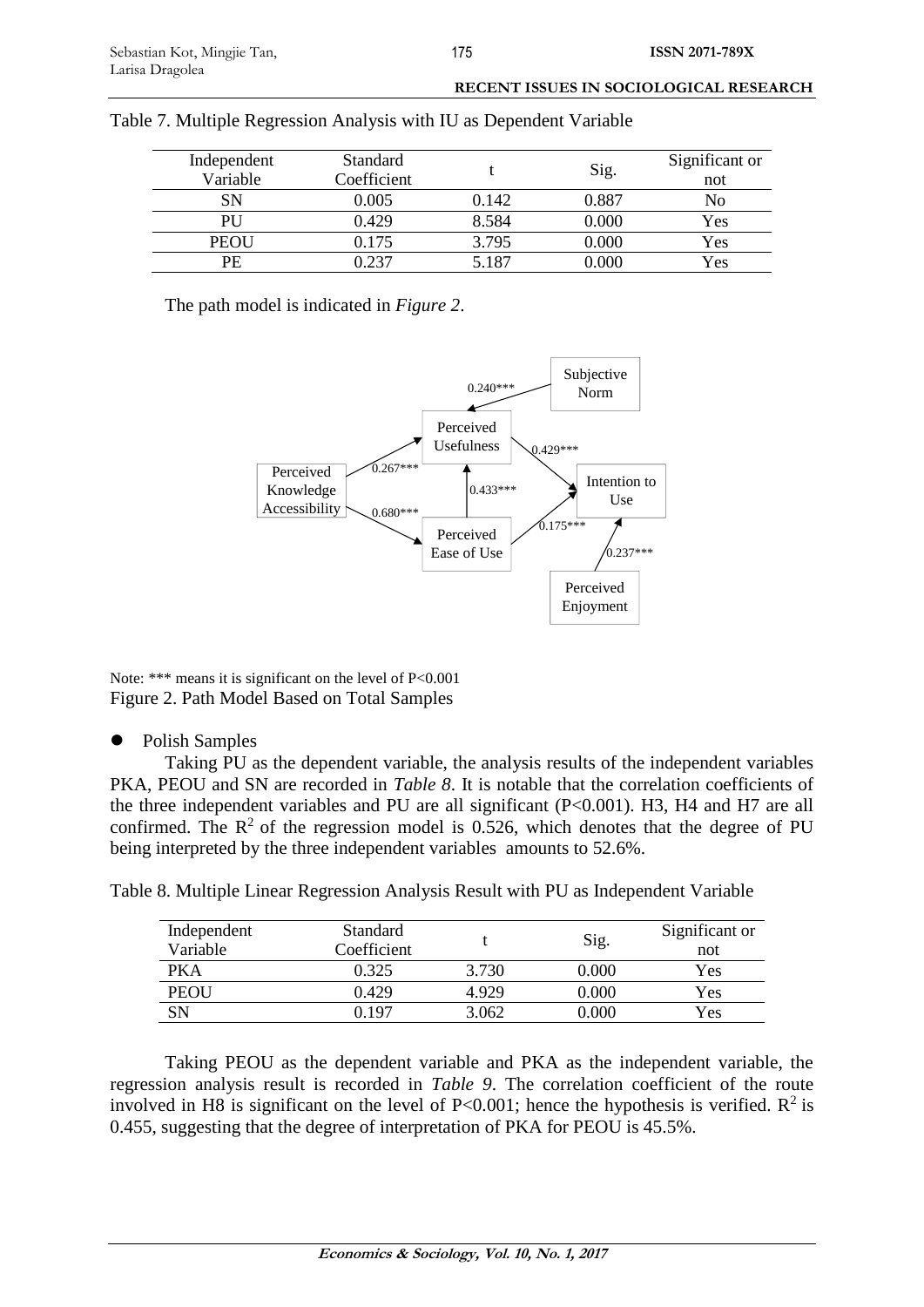Table 7. Multiple Regression Analysis with IU as Dependent Variable

| Independent Variable | Standard Coefficient | t | Sig. | Significant or not |
|---|---|---|---|---|
| SN | 0.005 | 0.142 | 0.887 | No |
| PU | 0.429 | 8.584 | 0.000 | Yes |
| PEOU | 0.175 | 3.795 | 0.000 | Yes |
| PE | 0.237 | 5.187 | 0.000 | Yes |

The path model is indicated in *Figure 2*.

Note: *** means it is significant on the level of P<0.001

Figure 2. Path Model Based on Total Samples

- Polish Samples

Taking PU as the dependent variable, the analysis results of the independent variables PKA, PEOU and SN are recorded in *Table 8*. It is notable that the correlation coefficients of the three independent variables and PU are all significant (P<0.001). H3, H4 and H7 are all confirmed. The $R^2$ of the regression model is 0.526, which denotes that the degree of PU being interpreted by the three independent variables amounts to 52.6%.

Table 8. Multiple Linear Regression Analysis Result with PU as Independent Variable

| Independent Variable | Standard Coefficient | t | Sig. | Significant or not |
|---|---|---|---|---|
| PKA | 0.325 | 3.730 | 0.000 | Yes |
| PEOU | 0.429 | 4.929 | 0.000 | Yes |
| SN | 0.197 | 3.062 | 0.000 | Yes |

Taking PEOU as the dependent variable and PKA as the independent variable, the regression analysis result is recorded in *Table 9*. The correlation coefficient of the route involved in H8 is significant on the level of P<0.001; hence the hypothesis is verified. $R^2$ is 0.455, suggesting that the degree of interpretation of PKA for PEOU is 45.5%.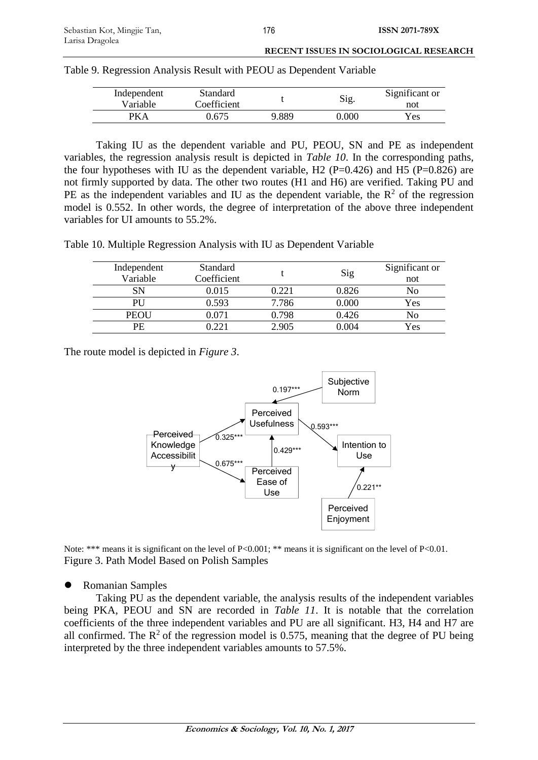Table 9. Regression Analysis Result with PEOU as Dependent Variable

| Independent Variable | Standard Coefficient | t | Sig. | Significant or not |
|---|---|---|---|---|
| PKA | 0.675 | 9.889 | 0.000 | Yes |

Taking IU as the dependent variable and PU, PEOU, SN and PE as independent variables, the regression analysis result is depicted in *Table 10*. In the corresponding paths, the four hypotheses with IU as the dependent variable, H2 (P=0.426) and H5 (P=0.826) are not firmly supported by data. The other two routes (H1 and H6) are verified. Taking PU and PE as the independent variables and IU as the dependent variable, the $R^2$ of the regression model is 0.552. In other words, the degree of interpretation of the above three independent variables for UI amounts to 55.2%.

Table 10. Multiple Regression Analysis with IU as Dependent Variable

| Independent Variable | Standard Coefficient | t | Sig | Significant or not |
|---|---|---|---|---|
| SN | 0.015 | 0.221 | 0.826 | No |
| PU | 0.593 | 7.786 | 0.000 | Yes |
| PEOU | 0.071 | 0.798 | 0.426 | No |
| PE | 0.221 | 2.905 | 0.004 | Yes |

The route model is depicted in *Figure 3*.

Note: *** means it is significant on the level of P<0.001; ** means it is significant on the level of P<0.01.

Figure 3. Path Model Based on Polish Samples

- Romanian Samples

Taking PU as the dependent variable, the analysis results of the independent variables being PKA, PEOU and SN are recorded in *Table 11*. It is notable that the correlation coefficients of the three independent variables and PU are all significant. H3, H4 and H7 are all confirmed. The $R^2$ of the regression model is 0.575, meaning that the degree of PU being interpreted by the three independent variables amounts to 57.5%.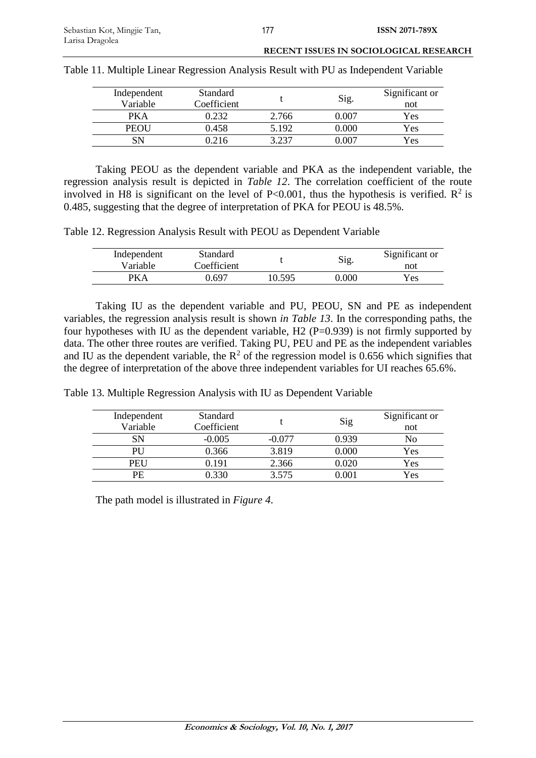Table 11. Multiple Linear Regression Analysis Result with PU as Independent Variable

| Independent Variable | Standard Coefficient | t | Sig. | Significant or not |
|---|---|---|---|---|
| PKA | 0.232 | 2.766 | 0.007 | Yes |
| PEOU | 0.458 | 5.192 | 0.000 | Yes |
| SN | 0.216 | 3.237 | 0.007 | Yes |

Taking PEOU as the dependent variable and PKA as the independent variable, the regression analysis result is depicted in *Table 12*. The correlation coefficient of the route involved in H8 is significant on the level of P<0.001, thus the hypothesis is verified. $R^2$ is 0.485, suggesting that the degree of interpretation of PKA for PEOU is 48.5%.

Table 12. Regression Analysis Result with PEOU as Dependent Variable

| Independent Variable | Standard Coefficient | t | Sig. | Significant or not |
|---|---|---|---|---|
| PKA | 0.697 | 10.595 | 0.000 | Yes |

Taking IU as the dependent variable and PU, PEOU, SN and PE as independent variables, the regression analysis result is shown *in Table 13*. In the corresponding paths, the four hypotheses with IU as the dependent variable, H2 (P=0.939) is not firmly supported by data. The other three routes are verified. Taking PU, PEU and PE as the independent variables and IU as the dependent variable, the $R^2$ of the regression model is 0.656 which signifies that the degree of interpretation of the above three independent variables for UI reaches 65.6%.

Table 13. Multiple Regression Analysis with IU as Dependent Variable

| Independent Variable | Standard Coefficient | t | Sig | Significant or not |
|---|---|---|---|---|
| SN | -0.005 | -0.077 | 0.939 | No |
| PU | 0.366 | 3.819 | 0.000 | Yes |
| PEU | 0.191 | 2.366 | 0.020 | Yes |
| PE | 0.330 | 3.575 | 0.001 | Yes |

The path model is illustrated in *Figure 4*.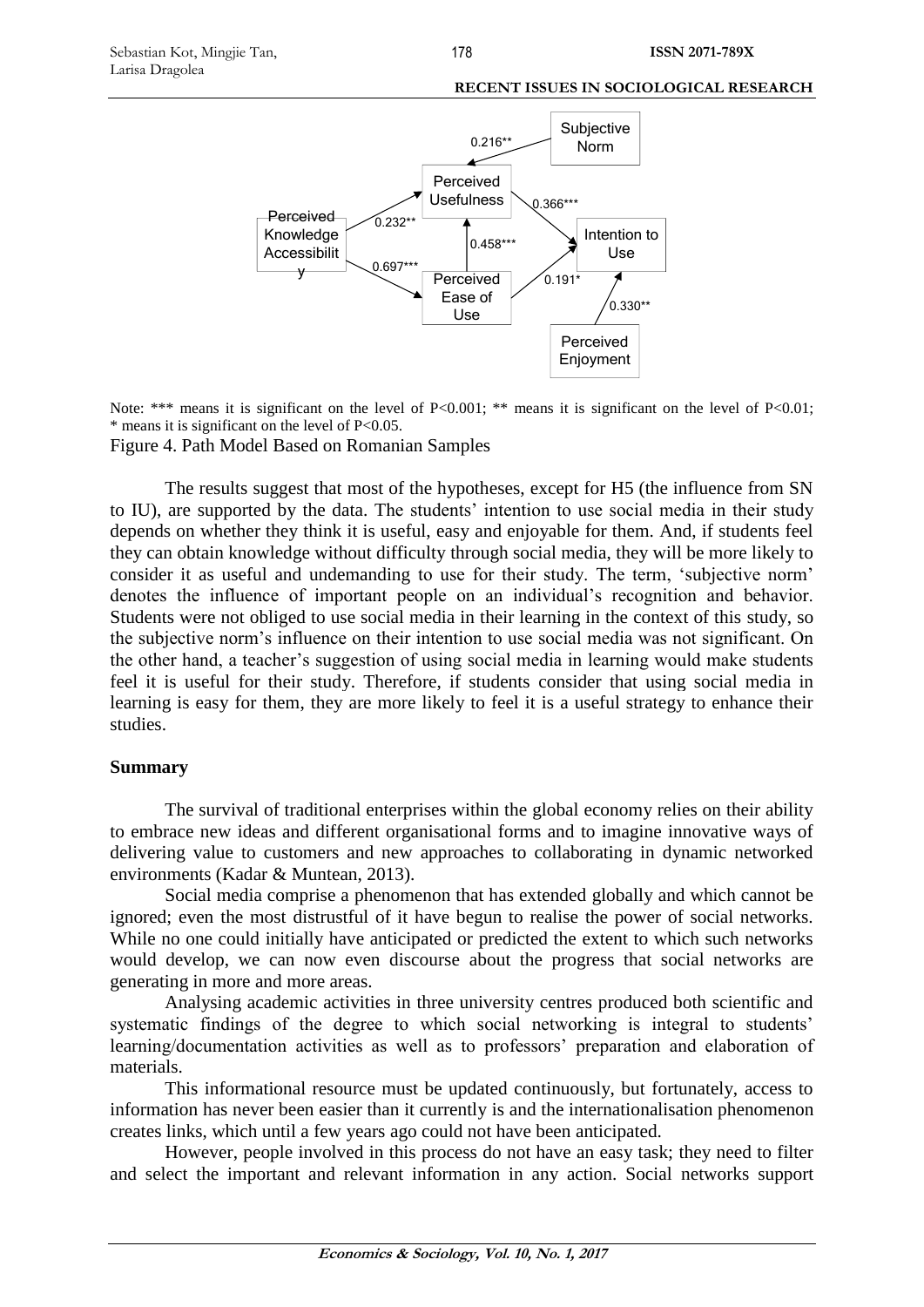Note: *** means it is significant on the level of P<0.001; ** means it is significant on the level of P<0.01; * means it is significant on the level of P<0.05.

Figure 4. Path Model Based on Romanian Samples

The results suggest that most of the hypotheses, except for H5 (the influence from SN to IU), are supported by the data. The students' intention to use social media in their study depends on whether they think it is useful, easy and enjoyable for them. And, if students feel they can obtain knowledge without difficulty through social media, they will be more likely to consider it as useful and undemanding to use for their study. The term, 'subjective norm' denotes the influence of important people on an individual's recognition and behavior. Students were not obliged to use social media in their learning in the context of this study, so the subjective norm's influence on their intention to use social media was not significant. On the other hand, a teacher's suggestion of using social media in learning would make students feel it is useful for their study. Therefore, if students consider that using social media in learning is easy for them, they are more likely to feel it is a useful strategy to enhance their studies.

## Summary

The survival of traditional enterprises within the global economy relies on their ability to embrace new ideas and different organisational forms and to imagine innovative ways of delivering value to customers and new approaches to collaborating in dynamic networked environments (Kadar & Muntean, 2013).

Social media comprise a phenomenon that has extended globally and which cannot be ignored; even the most distrustful of it have begun to realise the power of social networks. While no one could initially have anticipated or predicted the extent to which such networks would develop, we can now even discourse about the progress that social networks are generating in more and more areas.

Analysing academic activities in three university centres produced both scientific and systematic findings of the degree to which social networking is integral to students' learning/documentation activities as well as to professors' preparation and elaboration of materials.

This informational resource must be updated continuously, but fortunately, access to information has never been easier than it currently is and the internationalisation phenomenon creates links, which until a few years ago could not have been anticipated.

However, people involved in this process do not have an easy task; they need to filter and select the important and relevant information in any action. Social networks support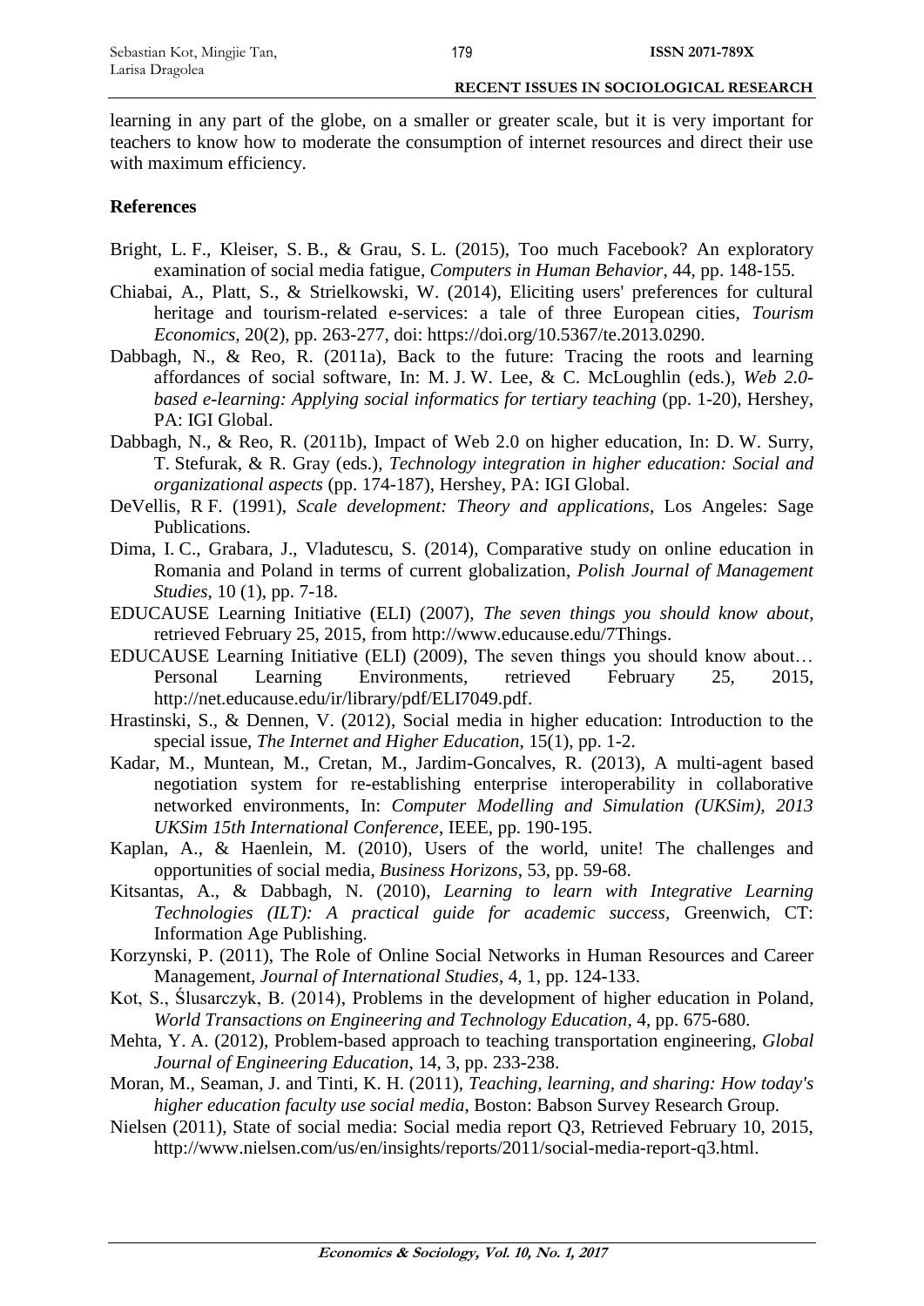learning in any part of the globe, on a smaller or greater scale, but it is very important for teachers to know how to moderate the consumption of internet resources and direct their use with maximum efficiency.

## References

Bright, L. F., Kleiser, S. B., & Grau, S. L. (2015), Too much Facebook? An exploratory examination of social media fatigue, *Computers in Human Behavior*, 44, pp. 148-155.

Chiabai, A., Platt, S., & Strielkowski, W. (2014), Eliciting users' preferences for cultural heritage and tourism-related e-services: a tale of three European cities, *Tourism Economics*, 20(2), pp. 263-277, doi: https://doi.org/10.5367/te.2013.0290.

Dabbagh, N., & Reo, R. (2011a), Back to the future: Tracing the roots and learning affordances of social software, In: M. J. W. Lee, & C. McLoughlin (eds.), *Web 2.0-based e-learning: Applying social informatics for tertiary teaching* (pp. 1-20), Hershey, PA: IGI Global.

Dabbagh, N., & Reo, R. (2011b), Impact of Web 2.0 on higher education, In: D. W. Surry, T. Stefurak, & R. Gray (eds.), *Technology integration in higher education: Social and organizational aspects* (pp. 174-187), Hershey, PA: IGI Global.

DeVellis, R F. (1991), *Scale development: Theory and applications*, Los Angeles: Sage Publications.

Dima, I. C., Grabara, J., Vladutescu, S. (2014), Comparative study on online education in Romania and Poland in terms of current globalization, *Polish Journal of Management Studies*, 10 (1), pp. 7-18.

EDUCAUSE Learning Initiative (ELI) (2007), *The seven things you should know about*, retrieved February 25, 2015, from http://www.educause.edu/7Things.

EDUCAUSE Learning Initiative (ELI) (2009), The seven things you should know about… Personal Learning Environments, retrieved February 25, 2015, http://net.educause.edu/ir/library/pdf/ELI7049.pdf.

Hrastinski, S., & Dennen, V. (2012), Social media in higher education: Introduction to the special issue, *The Internet and Higher Education*, 15(1), pp. 1-2.

Kadar, M., Muntean, M., Cretan, M., Jardim-Goncalves, R. (2013), A multi-agent based negotiation system for re-establishing enterprise interoperability in collaborative networked environments, In: *Computer Modelling and Simulation (UKSim), 2013 UKSim 15th International Conference*, IEEE, pp. 190-195.

Kaplan, A., & Haenlein, M. (2010), Users of the world, unite! The challenges and opportunities of social media, *Business Horizons*, 53, pp. 59-68.

Kitsantas, A., & Dabbagh, N. (2010), *Learning to learn with Integrative Learning Technologies (ILT): A practical guide for academic success*, Greenwich, CT: Information Age Publishing.

Korzynski, P. (2011), The Role of Online Social Networks in Human Resources and Career Management, *Journal of International Studies*, 4, 1, pp. 124-133.

Kot, S., Ślusarczyk, B. (2014), Problems in the development of higher education in Poland, *World Transactions on Engineering and Technology Education*, 4, pp. 675-680.

Mehta, Y. A. (2012), Problem-based approach to teaching transportation engineering, *Global Journal of Engineering Education*, 14, 3, pp. 233-238.

Moran, M., Seaman, J. and Tinti, K. H. (2011), *Teaching, learning, and sharing: How today's higher education faculty use social media*, Boston: Babson Survey Research Group.

Nielsen (2011), State of social media: Social media report Q3, Retrieved February 10, 2015, http://www.nielsen.com/us/en/insights/reports/2011/social-media-report-q3.html.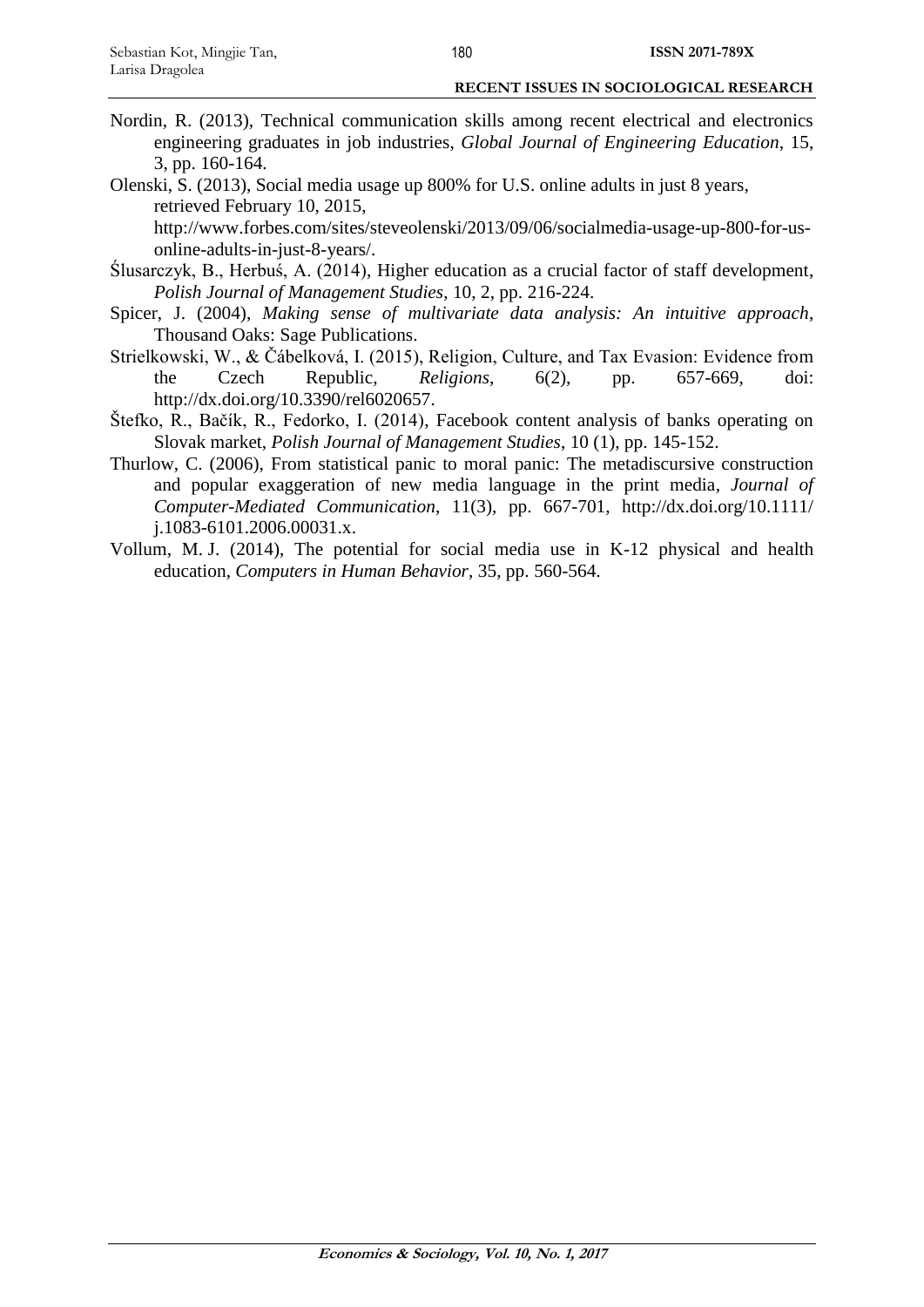Nordin, R. (2013), Technical communication skills among recent electrical and electronics engineering graduates in job industries, *Global Journal of Engineering Education*, 15, 3, pp. 160-164.

Olenski, S. (2013), Social media usage up 800% for U.S. online adults in just 8 years, retrieved February 10, 2015, http://www.forbes.com/sites/steveolenski/2013/09/06/socialmedia-usage-up-800-for-us-online-adults-in-just-8-years/.

Ślusarczyk, B., Herbuś, A. (2014), Higher education as a crucial factor of staff development, *Polish Journal of Management Studies*, 10, 2, pp. 216-224.

Spicer, J. (2004), *Making sense of multivariate data analysis: An intuitive approach*, Thousand Oaks: Sage Publications.

Strielkowski, W., & Čábelková, I. (2015), Religion, Culture, and Tax Evasion: Evidence from the Czech Republic, *Religions*, 6(2), pp. 657-669, doi: http://dx.doi.org/10.3390/rel6020657.

Štefko, R., Bačík, R., Fedorko, I. (2014), Facebook content analysis of banks operating on Slovak market, *Polish Journal of Management Studies*, 10 (1), pp. 145-152.

Thurlow, C. (2006), From statistical panic to moral panic: The metadiscursive construction and popular exaggeration of new media language in the print media, *Journal of Computer-Mediated Communication*, 11(3), pp. 667-701, http://dx.doi.org/10.1111/ j.1083-6101.2006.00031.x.

Vollum, M. J. (2014), The potential for social media use in K-12 physical and health education, *Computers in Human Behavior*, 35, pp. 560-564.